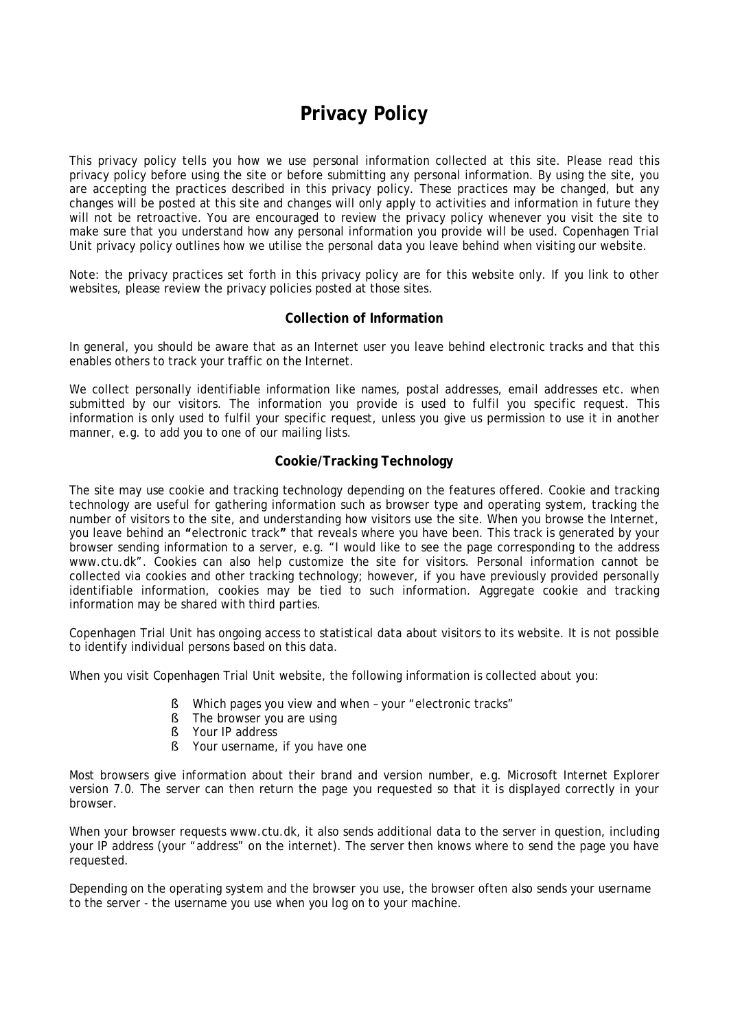# Privacy Policy

This privacy policy tells you how we use personal information collected at this site. Please read this privacy policy before using the site or before submitting any personal information. By using the site, you are accepting the practices described in this privacy policy. These practices may be changed, but any changes will be posted at this site and changes will only apply to activities and information in future they will not be retroactive. You are encouraged to review the privacy policy whenever you visit the site to make sure that you understand how any personal information you provide will be used. Copenhagen Trial Unit privacy policy outlines how we utilise the personal data you leave behind when visiting our website.

Note: the privacy practices set forth in this privacy policy are for this website only. If you link to other websites, please review the privacy policies posted at those sites.

## Collection of Information

In general, you should be aware that as an Internet user you leave behind electronic tracks and that this enables others to track your traffic on the Internet.

We collect personally identifiable information like names, postal addresses, email addresses etc. when submitted by our visitors. The information you provide is used to fulfil you specific request. This information is only used to fulfil your specific request, unless you give us permission to use it in another manner, e.g. to add you to one of our mailing lists.

## Cookie/Tracking Technology

The site may use cookie and tracking technology depending on the features offered. Cookie and tracking technology are useful for gathering information such as browser type and operating system, tracking the number of visitors to the site, and understanding how visitors use the site. When you browse the Internet, you leave behind an **"**electronic track**"** that reveals where you have been. This track is generated by your browser sending information to a server, e.g. "I would like to see the page corresponding to the address www.ctu.dk". Cookies can also help customize the site for visitors. Personal information cannot be collected via cookies and other tracking technology; however, if you have previously provided personally identifiable information, cookies may be tied to such information. Aggregate cookie and tracking information may be shared with third parties.

Copenhagen Trial Unit has ongoing access to statistical data about visitors to its website. It is not possible to identify individual persons based on this data.

When you visit Copenhagen Trial Unit website, the following information is collected about you:

- Which pages you view and when – your "electronic tracks"
- The browser you are using
- Your IP address
- Your username, if you have one

Most browsers give information about their brand and version number, e.g. Microsoft Internet Explorer version 7.0. The server can then return the page you requested so that it is displayed correctly in your browser.

When your browser requests www.ctu.dk, it also sends additional data to the server in question, including your IP address (your "address" on the internet). The server then knows where to send the page you have requested.

Depending on the operating system and the browser you use, the browser often also sends your username to the server - the username you use when you log on to your machine.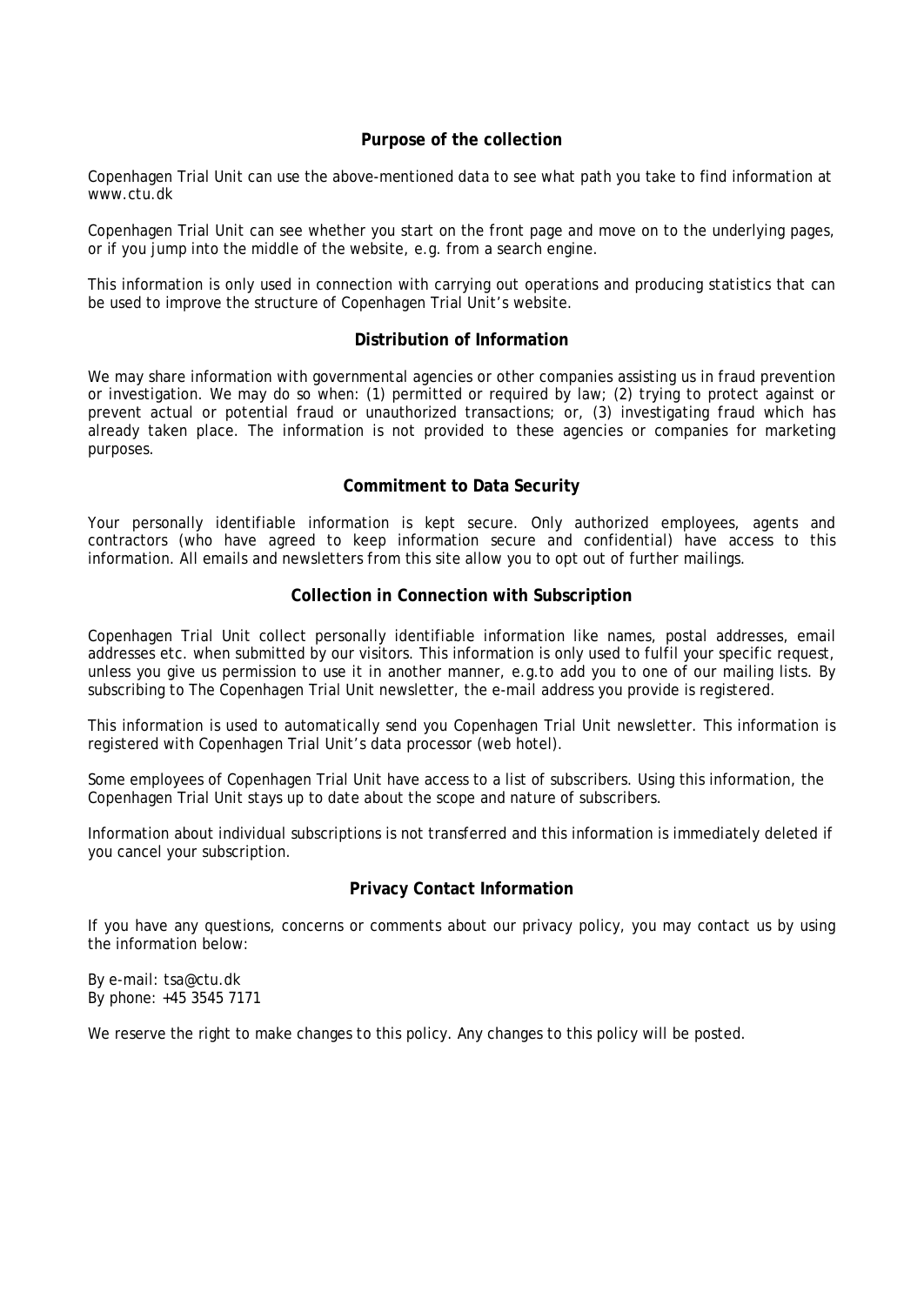## Purpose of the collection

Copenhagen Trial Unit can use the above-mentioned data to see what path you take to find information at www.ctu.dk

Copenhagen Trial Unit can see whether you start on the front page and move on to the underlying pages, or if you jump into the middle of the website, e.g. from a search engine.

This information is only used in connection with carrying out operations and producing statistics that can be used to improve the structure of Copenhagen Trial Unit's website.

## Distribution of Information

We may share information with governmental agencies or other companies assisting us in fraud prevention or investigation. We may do so when: (1) permitted or required by law; (2) trying to protect against or prevent actual or potential fraud or unauthorized transactions; or, (3) investigating fraud which has already taken place. The information is not provided to these agencies or companies for marketing purposes.

## Commitment to Data Security

Your personally identifiable information is kept secure. Only authorized employees, agents and contractors (who have agreed to keep information secure and confidential) have access to this information. All emails and newsletters from this site allow you to opt out of further mailings.

## Collection in Connection with Subscription

Copenhagen Trial Unit collect personally identifiable information like names, postal addresses, email addresses etc. when submitted by our visitors. This information is only used to fulfil your specific request, unless you give us permission to use it in another manner, e.g.to add you to one of our mailing lists. By subscribing to The Copenhagen Trial Unit newsletter, the e-mail address you provide is registered.

This information is used to automatically send you Copenhagen Trial Unit newsletter. This information is registered with Copenhagen Trial Unit's data processor (web hotel).

Some employees of Copenhagen Trial Unit have access to a list of subscribers. Using this information, the Copenhagen Trial Unit stays up to date about the scope and nature of subscribers.

Information about individual subscriptions is not transferred and this information is immediately deleted if you cancel your subscription.

## Privacy Contact Information

If you have any questions, concerns or comments about our privacy policy, you may contact us by using the information below:

By e-mail: tsa@ctu.dk
By phone: +45 3545 7171

We reserve the right to make changes to this policy. Any changes to this policy will be posted.